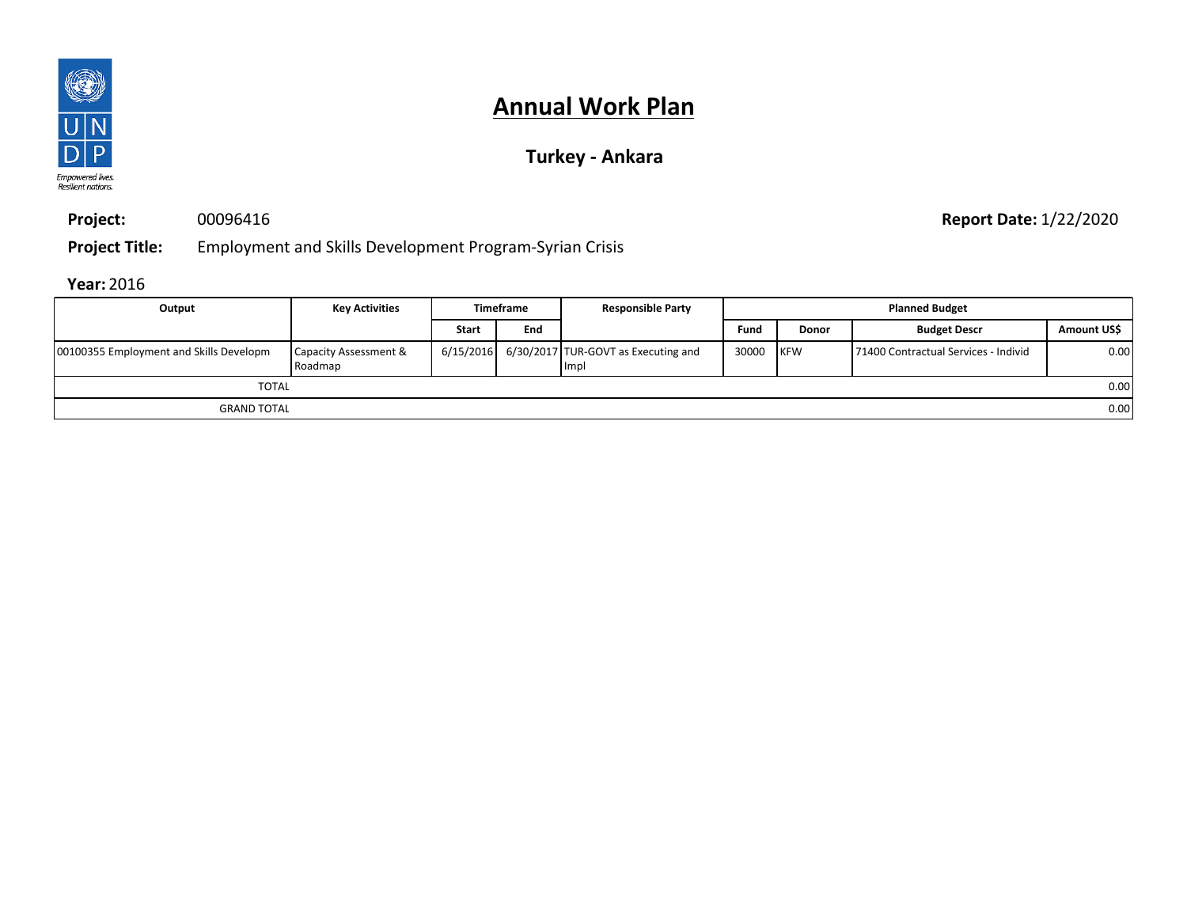# Annual Work Plan

## Turkey - Ankara

**Project:** 00096416

**Report Date:** 1/22/2020

**Project Title:** Employment and Skills Development Program-Syrian Crisis

**Year:** 2016

| Output | Key Activities | Timeframe | | Responsible Party | Planned Budget | | | |
|---|---|---|---|---|---|---|---|---|
| | | Start | End | | Fund | Donor | Budget Descr | Amount US$ |
| 00100355 Employment and Skills Developm | Capacity Assessment & Roadmap | 6/15/2016 | 6/30/2017 | TUR-GOVT as Executing and Impl | 30000 | KFW | 71400 Contractual Services - Individ | 0.00 |
| TOTAL | | | | | | | | 0.00 |
| GRAND TOTAL | | | | | | | | 0.00 |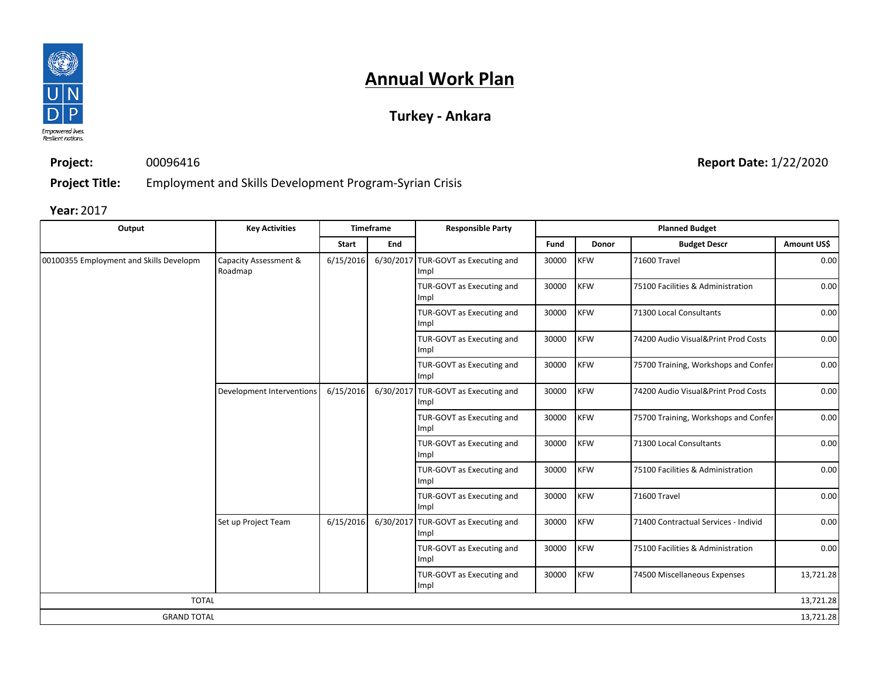# Annual Work Plan

## Turkey - Ankara

**Project:** 00096416 **Report Date:** 1/22/2020

**Project Title:** Employment and Skills Development Program-Syrian Crisis

**Year:** 2017

| Output | Key Activities | Timeframe | | Responsible Party | Planned Budget | | | |
|---|---|---|---|---|---|---|---|---|
| | | Start | End | | Fund | Donor | Budget Descr | Amount US$ |
| 00100355 Employment and Skills Developm | Capacity Assessment & Roadmap | 6/15/2016 | 6/30/2017 | TUR-GOVT as Executing and Impl | 30000 | KFW | 71600 Travel | 0.00 |
| | | | | TUR-GOVT as Executing and Impl | 30000 | KFW | 75100 Facilities & Administration | 0.00 |
| | | | | TUR-GOVT as Executing and Impl | 30000 | KFW | 71300 Local Consultants | 0.00 |
| | | | | TUR-GOVT as Executing and Impl | 30000 | KFW | 74200 Audio Visual&Print Prod Costs | 0.00 |
| | | | | TUR-GOVT as Executing and Impl | 30000 | KFW | 75700 Training, Workshops and Confer | 0.00 |
| | Development Interventions | 6/15/2016 | 6/30/2017 | TUR-GOVT as Executing and Impl | 30000 | KFW | 74200 Audio Visual&Print Prod Costs | 0.00 |
| | | | | TUR-GOVT as Executing and Impl | 30000 | KFW | 75700 Training, Workshops and Confer | 0.00 |
| | | | | TUR-GOVT as Executing and Impl | 30000 | KFW | 71300 Local Consultants | 0.00 |
| | | | | TUR-GOVT as Executing and Impl | 30000 | KFW | 75100 Facilities & Administration | 0.00 |
| | | | | TUR-GOVT as Executing and Impl | 30000 | KFW | 71600 Travel | 0.00 |
| | Set up Project Team | 6/15/2016 | 6/30/2017 | TUR-GOVT as Executing and Impl | 30000 | KFW | 71400 Contractual Services - Individ | 0.00 |
| | | | | TUR-GOVT as Executing and Impl | 30000 | KFW | 75100 Facilities & Administration | 0.00 |
| | | | | TUR-GOVT as Executing and Impl | 30000 | KFW | 74500 Miscellaneous Expenses | 13,721.28 |
| TOTAL | | | | | | | | 13,721.28 |
| GRAND TOTAL | | | | | | | | 13,721.28 |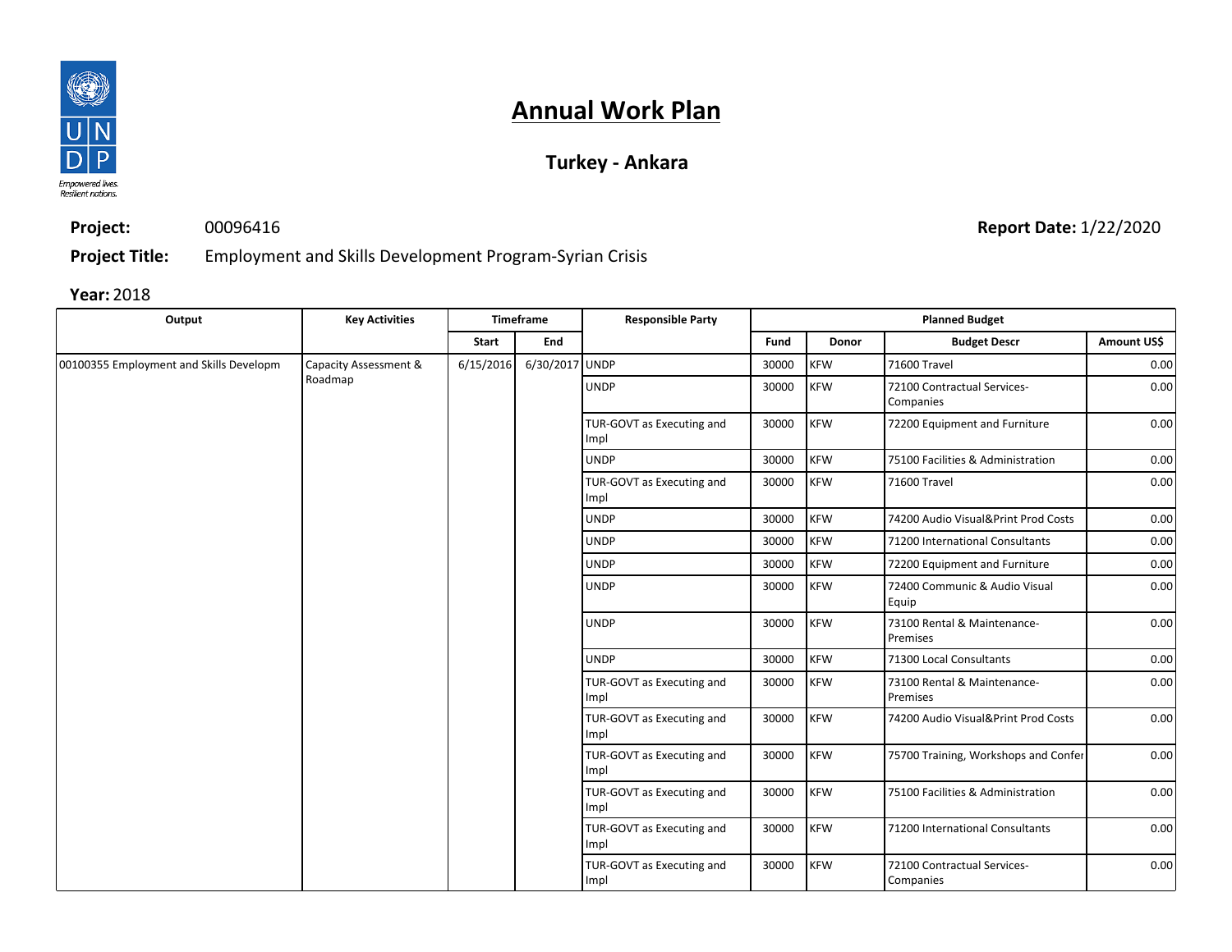# Annual Work Plan

## Turkey - Ankara

**Project:** 00096416

**Report Date:** 1/22/2020

**Project Title:** Employment and Skills Development Program-Syrian Crisis

**Year:** 2018

| Output | Key Activities | Timeframe | | Responsible Party | Planned Budget | | | |
|---|---|---|---|---|---|---|---|---|
| | | Start | End | | Fund | Donor | Budget Descr | Amount US$ |
| 00100355 Employment and Skills Developm | Capacity Assessment & Roadmap | 6/15/2016 | 6/30/2017 | UNDP | 30000 | KFW | 71600 Travel | 0.00 |
| | | | | UNDP | 30000 | KFW | 72100 Contractual Services-Companies | 0.00 |
| | | | | TUR-GOVT as Executing and Impl | 30000 | KFW | 72200 Equipment and Furniture | 0.00 |
| | | | | UNDP | 30000 | KFW | 75100 Facilities & Administration | 0.00 |
| | | | | TUR-GOVT as Executing and Impl | 30000 | KFW | 71600 Travel | 0.00 |
| | | | | UNDP | 30000 | KFW | 74200 Audio Visual&Print Prod Costs | 0.00 |
| | | | | UNDP | 30000 | KFW | 71200 International Consultants | 0.00 |
| | | | | UNDP | 30000 | KFW | 72200 Equipment and Furniture | 0.00 |
| | | | | UNDP | 30000 | KFW | 72400 Communic & Audio Visual Equip | 0.00 |
| | | | | UNDP | 30000 | KFW | 73100 Rental & Maintenance-Premises | 0.00 |
| | | | | UNDP | 30000 | KFW | 71300 Local Consultants | 0.00 |
| | | | | TUR-GOVT as Executing and Impl | 30000 | KFW | 73100 Rental & Maintenance-Premises | 0.00 |
| | | | | TUR-GOVT as Executing and Impl | 30000 | KFW | 74200 Audio Visual&Print Prod Costs | 0.00 |
| | | | | TUR-GOVT as Executing and Impl | 30000 | KFW | 75700 Training, Workshops and Confer | 0.00 |
| | | | | TUR-GOVT as Executing and Impl | 30000 | KFW | 75100 Facilities & Administration | 0.00 |
| | | | | TUR-GOVT as Executing and Impl | 30000 | KFW | 71200 International Consultants | 0.00 |
| | | | | TUR-GOVT as Executing and Impl | 30000 | KFW | 72100 Contractual Services-Companies | 0.00 |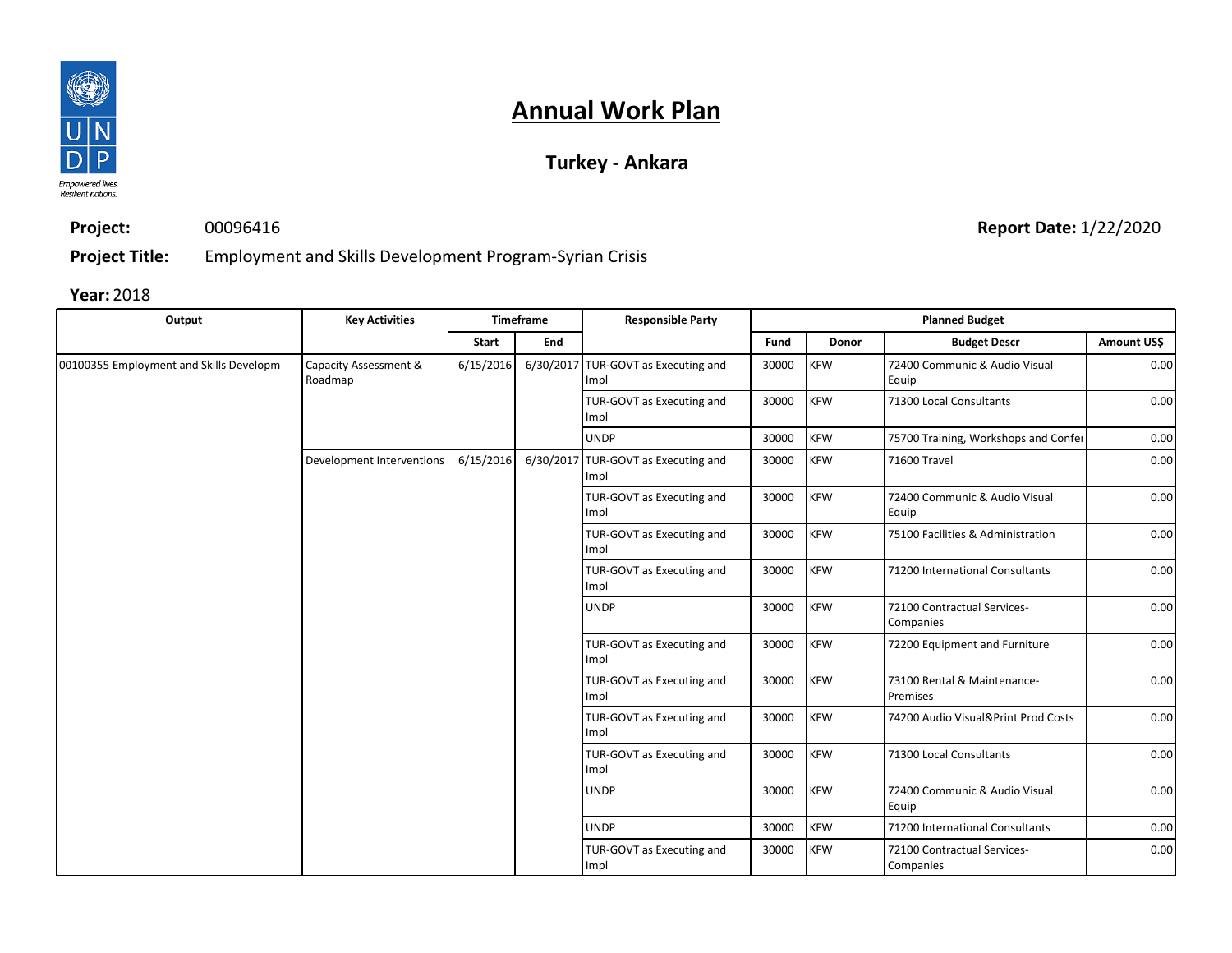# Annual Work Plan

## Turkey - Ankara

**Project:** 00096416 **Report Date:** 1/22/2020

**Project Title:** Employment and Skills Development Program-Syrian Crisis

**Year:** 2018

| Output | Key Activities | Timeframe | | Responsible Party | Planned Budget | | | |
|---|---|---|---|---|---|---|---|---|
| | | Start | End | | Fund | Donor | Budget Descr | Amount US$ |
| 00100355 Employment and Skills Developm | Capacity Assessment & Roadmap | 6/15/2016 | 6/30/2017 | TUR-GOVT as Executing and Impl | 30000 | KFW | 72400 Communic & Audio Visual Equip | 0.00 |
| | | | | TUR-GOVT as Executing and Impl | 30000 | KFW | 71300 Local Consultants | 0.00 |
| | | | | UNDP | 30000 | KFW | 75700 Training, Workshops and Confer | 0.00 |
| | Development Interventions | 6/15/2016 | 6/30/2017 | TUR-GOVT as Executing and Impl | 30000 | KFW | 71600 Travel | 0.00 |
| | | | | TUR-GOVT as Executing and Impl | 30000 | KFW | 72400 Communic & Audio Visual Equip | 0.00 |
| | | | | TUR-GOVT as Executing and Impl | 30000 | KFW | 75100 Facilities & Administration | 0.00 |
| | | | | TUR-GOVT as Executing and Impl | 30000 | KFW | 71200 International Consultants | 0.00 |
| | | | | UNDP | 30000 | KFW | 72100 Contractual Services-Companies | 0.00 |
| | | | | TUR-GOVT as Executing and Impl | 30000 | KFW | 72200 Equipment and Furniture | 0.00 |
| | | | | TUR-GOVT as Executing and Impl | 30000 | KFW | 73100 Rental & Maintenance-Premises | 0.00 |
| | | | | TUR-GOVT as Executing and Impl | 30000 | KFW | 74200 Audio Visual&Print Prod Costs | 0.00 |
| | | | | TUR-GOVT as Executing and Impl | 30000 | KFW | 71300 Local Consultants | 0.00 |
| | | | | UNDP | 30000 | KFW | 72400 Communic & Audio Visual Equip | 0.00 |
| | | | | UNDP | 30000 | KFW | 71200 International Consultants | 0.00 |
| | | | | TUR-GOVT as Executing and Impl | 30000 | KFW | 72100 Contractual Services-Companies | 0.00 |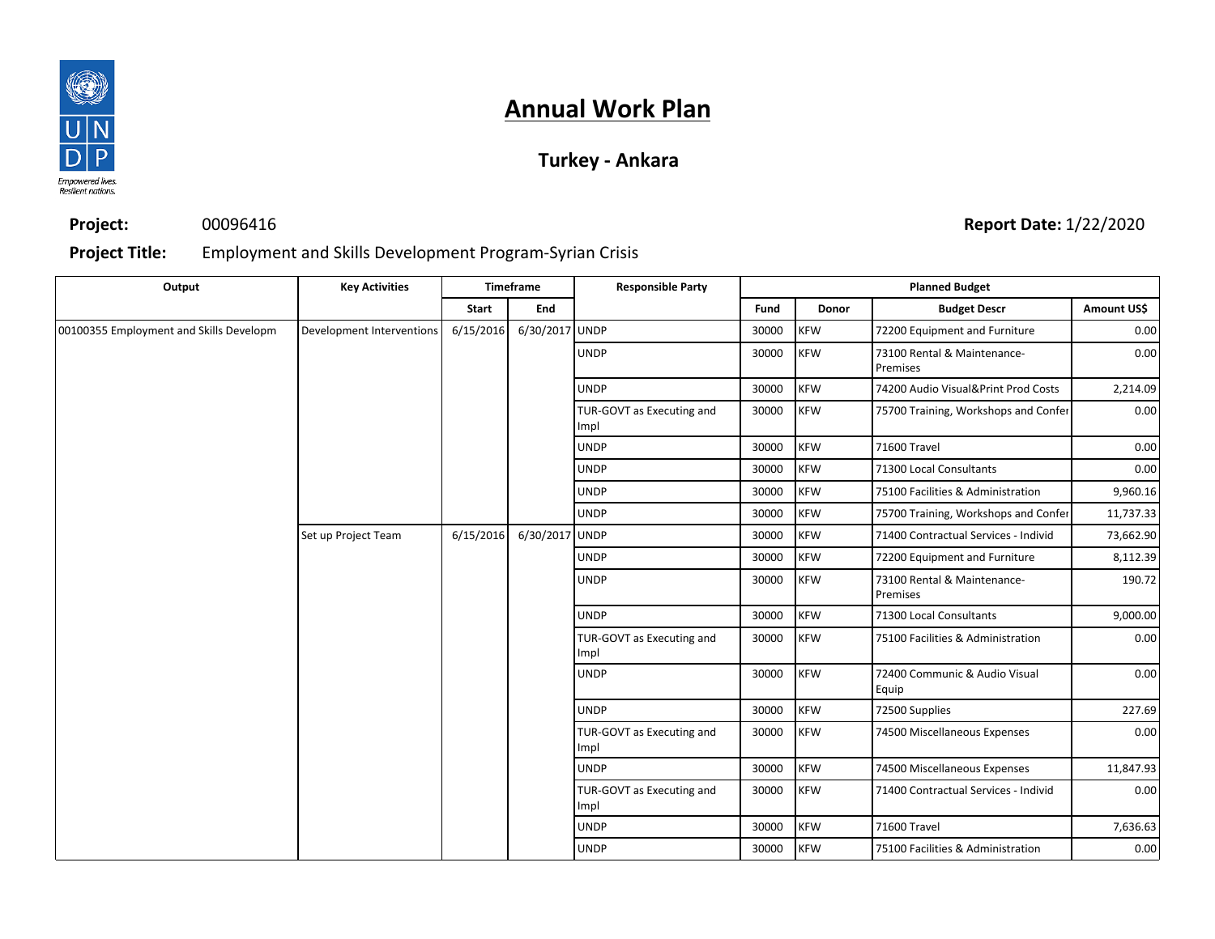# Annual Work Plan

## Turkey - Ankara

**Project:** 00096416

**Report Date:** 1/22/2020

**Project Title:** Employment and Skills Development Program-Syrian Crisis

| Output | Key Activities | Timeframe | | Responsible Party | Planned Budget | | | |
|---|---|---|---|---|---|---|---|---|
| | | Start | End | | Fund | Donor | Budget Descr | Amount US$ |
| 00100355 Employment and Skills Developm | Development Interventions | 6/15/2016 | 6/30/2017 | UNDP | 30000 | KFW | 72200 Equipment and Furniture | 0.00 |
| | | | | UNDP | 30000 | KFW | 73100 Rental & Maintenance-Premises | 0.00 |
| | | | | UNDP | 30000 | KFW | 74200 Audio Visual&Print Prod Costs | 2,214.09 |
| | | | | TUR-GOVT as Executing and Impl | 30000 | KFW | 75700 Training, Workshops and Confer | 0.00 |
| | | | | UNDP | 30000 | KFW | 71600 Travel | 0.00 |
| | | | | UNDP | 30000 | KFW | 71300 Local Consultants | 0.00 |
| | | | | UNDP | 30000 | KFW | 75100 Facilities & Administration | 9,960.16 |
| | | | | UNDP | 30000 | KFW | 75700 Training, Workshops and Confer | 11,737.33 |
| | Set up Project Team | 6/15/2016 | 6/30/2017 | UNDP | 30000 | KFW | 71400 Contractual Services - Individ | 73,662.90 |
| | | | | UNDP | 30000 | KFW | 72200 Equipment and Furniture | 8,112.39 |
| | | | | UNDP | 30000 | KFW | 73100 Rental & Maintenance-Premises | 190.72 |
| | | | | UNDP | 30000 | KFW | 71300 Local Consultants | 9,000.00 |
| | | | | TUR-GOVT as Executing and Impl | 30000 | KFW | 75100 Facilities & Administration | 0.00 |
| | | | | UNDP | 30000 | KFW | 72400 Communic & Audio Visual Equip | 0.00 |
| | | | | UNDP | 30000 | KFW | 72500 Supplies | 227.69 |
| | | | | TUR-GOVT as Executing and Impl | 30000 | KFW | 74500 Miscellaneous Expenses | 0.00 |
| | | | | UNDP | 30000 | KFW | 74500 Miscellaneous Expenses | 11,847.93 |
| | | | | TUR-GOVT as Executing and Impl | 30000 | KFW | 71400 Contractual Services - Individ | 0.00 |
| | | | | UNDP | 30000 | KFW | 71600 Travel | 7,636.63 |
| | | | | UNDP | 30000 | KFW | 75100 Facilities & Administration | 0.00 |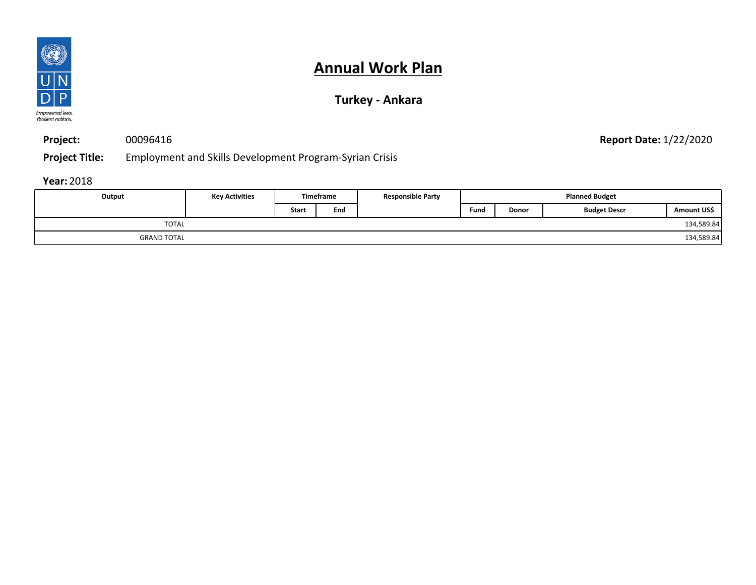# Annual Work Plan

## Turkey - Ankara

**Project:** 00096416

**Report Date:** 1/22/2020

**Project Title:** Employment and Skills Development Program-Syrian Crisis

**Year:** 2018

| Output | Key Activities | Timeframe | | Responsible Party | Planned Budget | | | |
|---|---|---|---|---|---|---|---|---|
| | | Start | End | | Fund | Donor | Budget Descr | Amount US$ |
| TOTAL | | | | | | | | 134,589.84 |
| GRAND TOTAL | | | | | | | | 134,589.84 |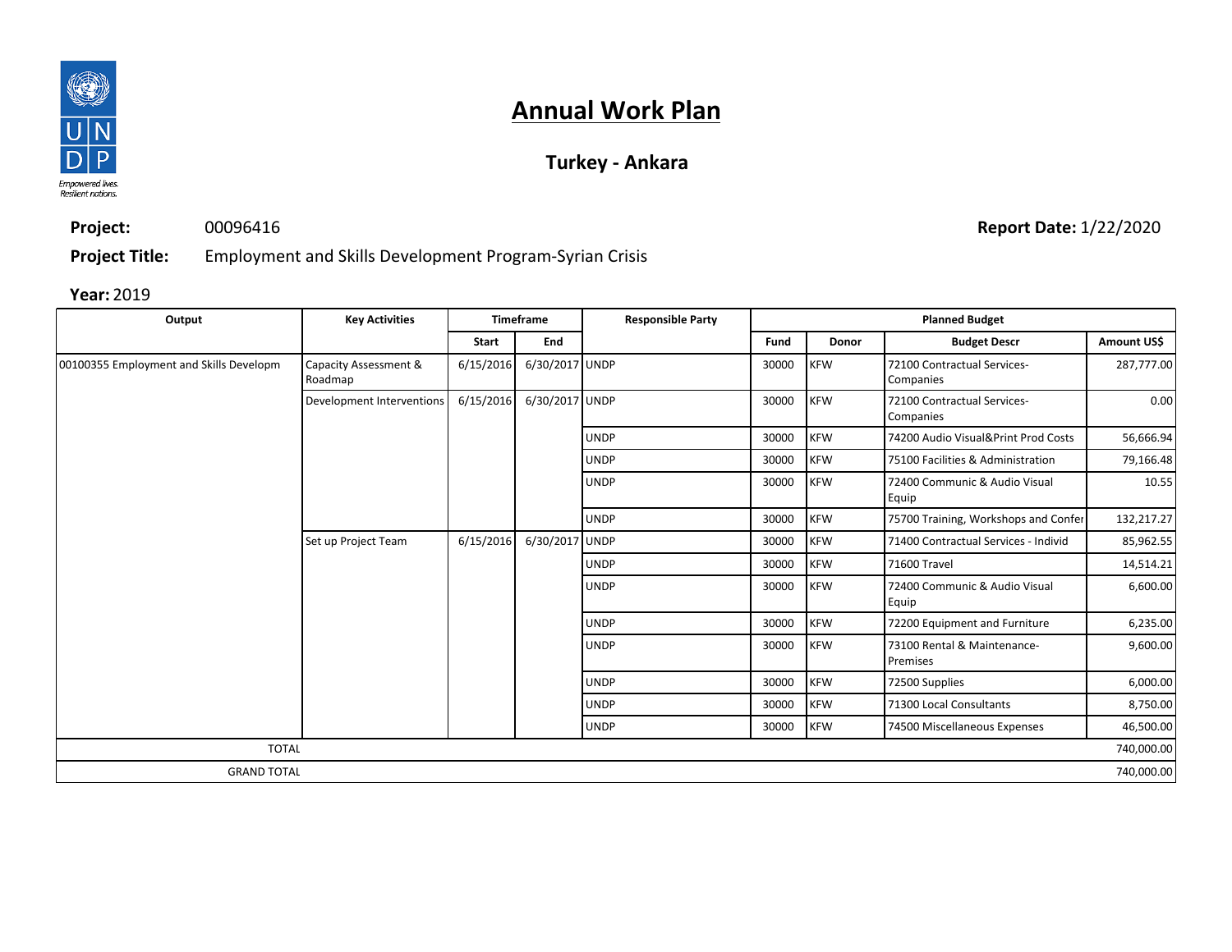# Annual Work Plan

## Turkey - Ankara

**Project:** 00096416 **Report Date:** 1/22/2020

**Project Title:** Employment and Skills Development Program-Syrian Crisis

**Year:** 2019

| Output | Key Activities | Timeframe | | Responsible Party | Planned Budget | | | |
|---|---|---|---|---|---|---|---|---|
| | | Start | End | | Fund | Donor | Budget Descr | Amount US$ |
| 00100355 Employment and Skills Developm | Capacity Assessment & Roadmap | 6/15/2016 | 6/30/2017 | UNDP | 30000 | KFW | 72100 Contractual Services-Companies | 287,777.00 |
| | Development Interventions | 6/15/2016 | 6/30/2017 | UNDP | 30000 | KFW | 72100 Contractual Services-Companies | 0.00 |
| | | | | UNDP | 30000 | KFW | 74200 Audio Visual&Print Prod Costs | 56,666.94 |
| | | | | UNDP | 30000 | KFW | 75100 Facilities & Administration | 79,166.48 |
| | | | | UNDP | 30000 | KFW | 72400 Communic & Audio Visual Equip | 10.55 |
| | | | | UNDP | 30000 | KFW | 75700 Training, Workshops and Confer | 132,217.27 |
| | Set up Project Team | 6/15/2016 | 6/30/2017 | UNDP | 30000 | KFW | 71400 Contractual Services - Individ | 85,962.55 |
| | | | | UNDP | 30000 | KFW | 71600 Travel | 14,514.21 |
| | | | | UNDP | 30000 | KFW | 72400 Communic & Audio Visual Equip | 6,600.00 |
| | | | | UNDP | 30000 | KFW | 72200 Equipment and Furniture | 6,235.00 |
| | | | | UNDP | 30000 | KFW | 73100 Rental & Maintenance-Premises | 9,600.00 |
| | | | | UNDP | 30000 | KFW | 72500 Supplies | 6,000.00 |
| | | | | UNDP | 30000 | KFW | 71300 Local Consultants | 8,750.00 |
| | | | | UNDP | 30000 | KFW | 74500 Miscellaneous Expenses | 46,500.00 |
| TOTAL | | | | | | | | 740,000.00 |
| GRAND TOTAL | | | | | | | | 740,000.00 |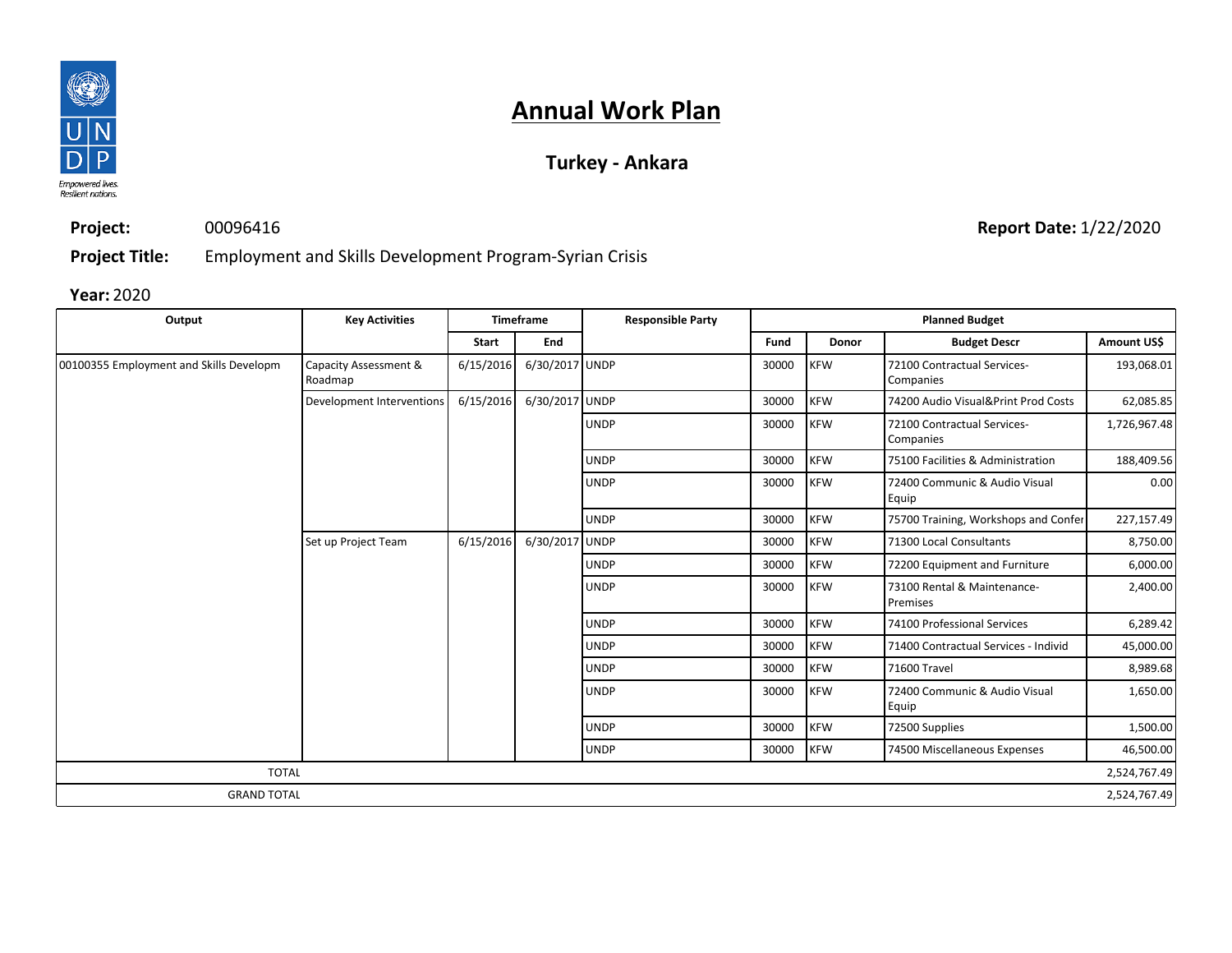# Annual Work Plan

## Turkey - Ankara

**Project:** 00096416 **Report Date:** 1/22/2020

**Project Title:** Employment and Skills Development Program-Syrian Crisis

**Year:** 2020

| Output | Key Activities | Timeframe | | Responsible Party | Planned Budget | | | |
|---|---|---|---|---|---|---|---|---|
| | | Start | End | | Fund | Donor | Budget Descr | Amount US$ |
| 00100355 Employment and Skills Developm | Capacity Assessment & Roadmap | 6/15/2016 | 6/30/2017 | UNDP | 30000 | KFW | 72100 Contractual Services-Companies | 193,068.01 |
| | Development Interventions | 6/15/2016 | 6/30/2017 | UNDP | 30000 | KFW | 74200 Audio Visual&Print Prod Costs | 62,085.85 |
| | | | | UNDP | 30000 | KFW | 72100 Contractual Services-Companies | 1,726,967.48 |
| | | | | UNDP | 30000 | KFW | 75100 Facilities & Administration | 188,409.56 |
| | | | | UNDP | 30000 | KFW | 72400 Communic & Audio Visual Equip | 0.00 |
| | | | | UNDP | 30000 | KFW | 75700 Training, Workshops and Confer | 227,157.49 |
| | Set up Project Team | 6/15/2016 | 6/30/2017 | UNDP | 30000 | KFW | 71300 Local Consultants | 8,750.00 |
| | | | | UNDP | 30000 | KFW | 72200 Equipment and Furniture | 6,000.00 |
| | | | | UNDP | 30000 | KFW | 73100 Rental & Maintenance-Premises | 2,400.00 |
| | | | | UNDP | 30000 | KFW | 74100 Professional Services | 6,289.42 |
| | | | | UNDP | 30000 | KFW | 71400 Contractual Services - Individ | 45,000.00 |
| | | | | UNDP | 30000 | KFW | 71600 Travel | 8,989.68 |
| | | | | UNDP | 30000 | KFW | 72400 Communic & Audio Visual Equip | 1,650.00 |
| | | | | UNDP | 30000 | KFW | 72500 Supplies | 1,500.00 |
| | | | | UNDP | 30000 | KFW | 74500 Miscellaneous Expenses | 46,500.00 |
| TOTAL | | | | | | | | 2,524,767.49 |
| GRAND TOTAL | | | | | | | | 2,524,767.49 |